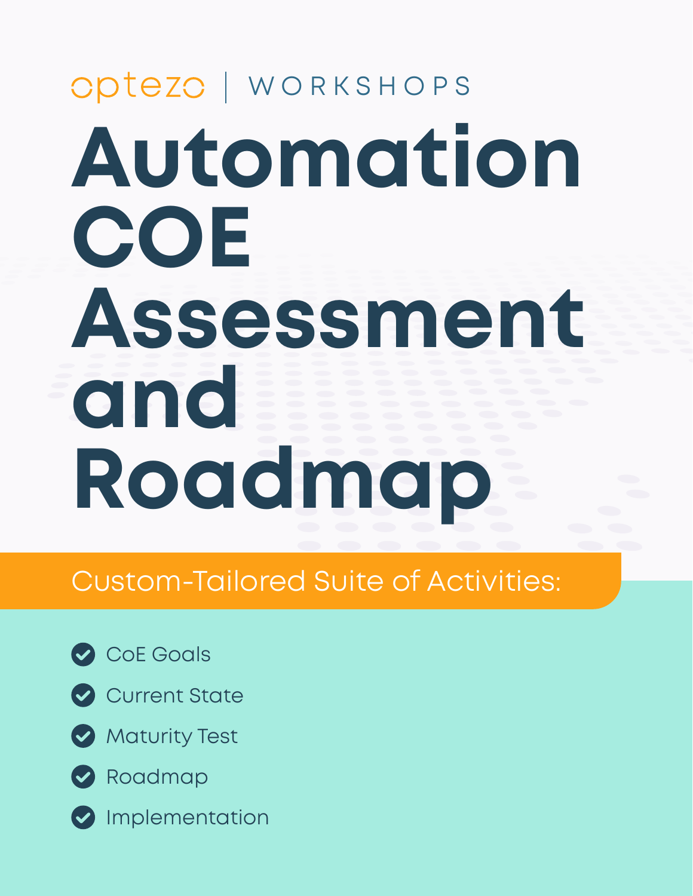optezo | WORKSHOPS

# Automation COE Assessment and Roadmap

## Custom-Tailored Suite of Activities:

- CoE Goals
- Current State
- Maturity Test
- Roadmap
- Implementation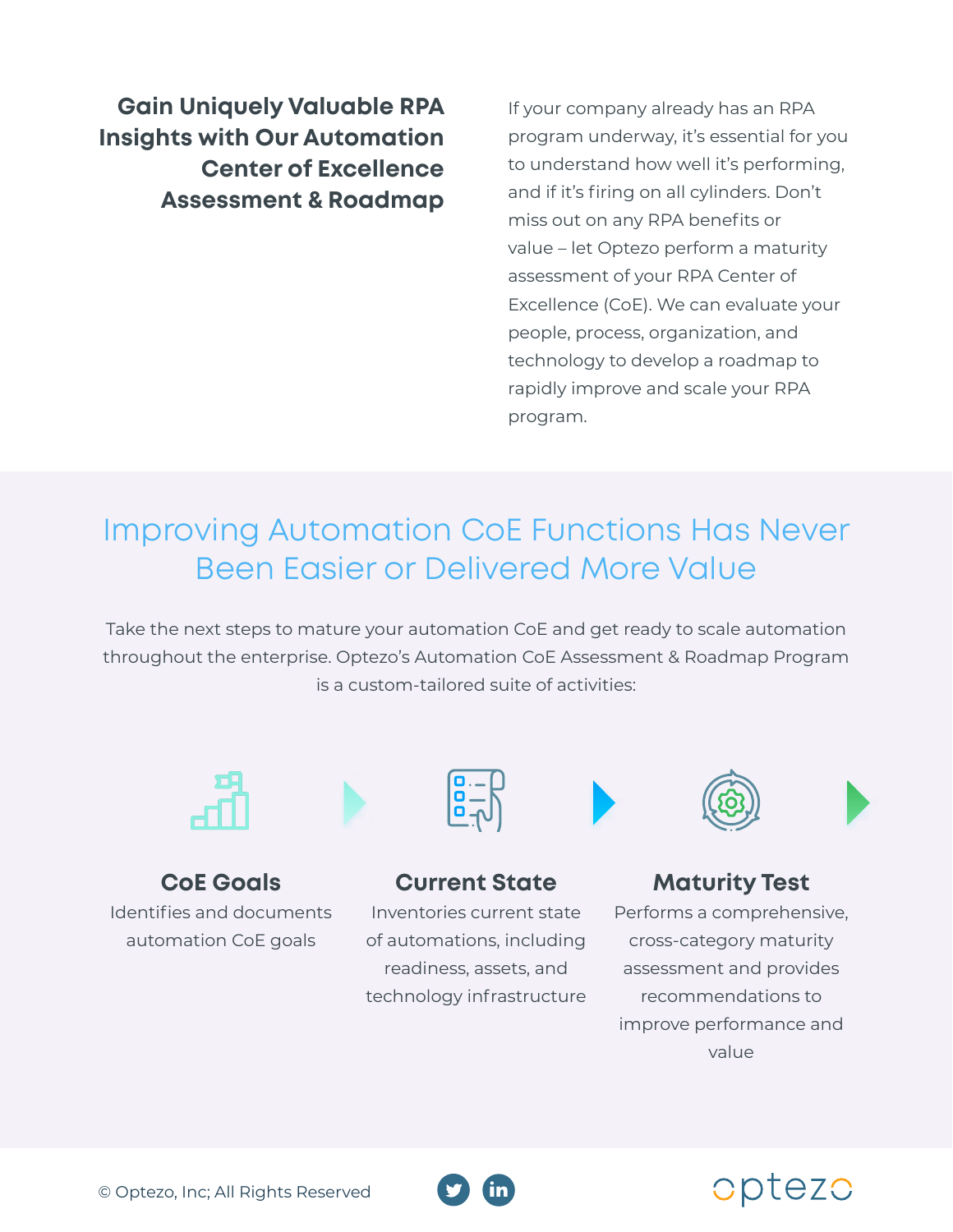## Gain Uniquely Valuable RPA Insights with Our Automation Center of Excellence Assessment & Roadmap

If your company already has an RPA program underway, it's essential for you to understand how well it's performing, and if it's firing on all cylinders. Don't miss out on any RPA benefits or value – let Optezo perform a maturity assessment of your RPA Center of Excellence (CoE). We can evaluate your people, process, organization, and technology to develop a roadmap to rapidly improve and scale your RPA program.

## Improving Automation CoE Functions Has Never Been Easier or Delivered More Value

Take the next steps to mature your automation CoE and get ready to scale automation throughout the enterprise. Optezo's Automation CoE Assessment & Roadmap Program is a custom-tailored suite of activities:

### CoE Goals

Identifies and documents automation CoE goals

### Current State

Inventories current state of automations, including readiness, assets, and technology infrastructure

### Maturity Test

Performs a comprehensive, cross-category maturity assessment and provides recommendations to improve performance and value

© Optezo, Inc; All Rights Reserved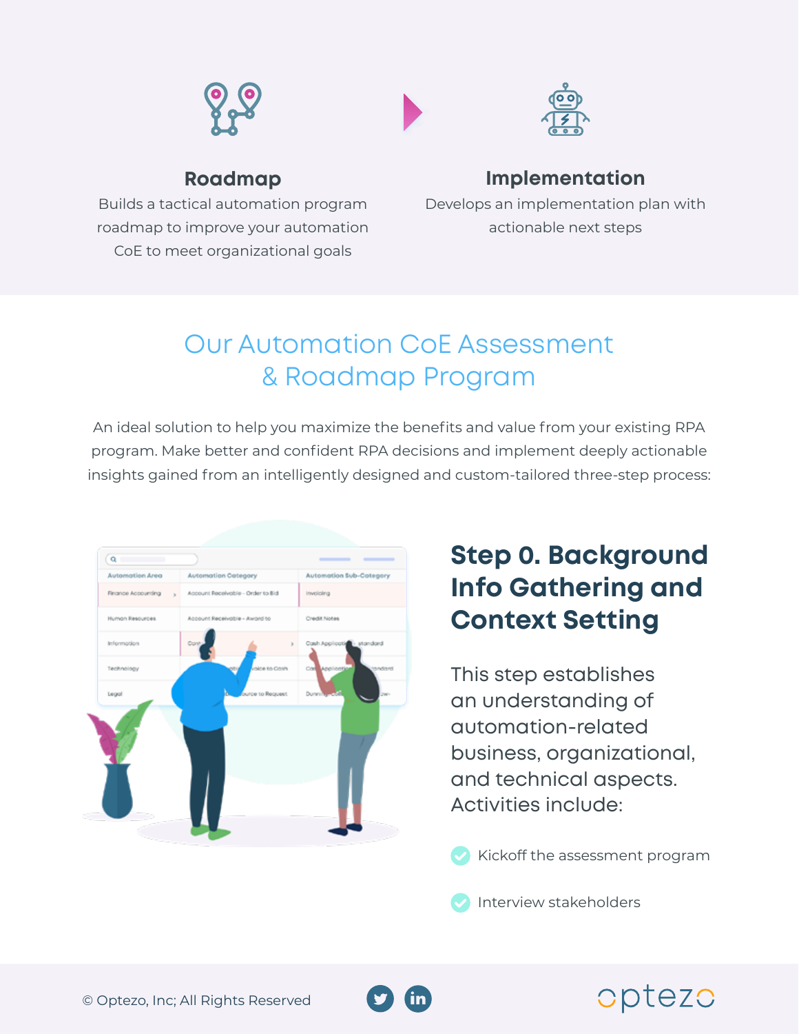### Roadmap

Builds a tactical automation program roadmap to improve your automation CoE to meet organizational goals

### Implementation

Develops an implementation plan with actionable next steps

## Our Automation CoE Assessment & Roadmap Program

An ideal solution to help you maximize the benefits and value from your existing RPA program. Make better and confident RPA decisions and implement deeply actionable insights gained from an intelligently designed and custom-tailored three-step process:

## Step 0. Background Info Gathering and Context Setting

This step establishes an understanding of automation-related business, organizational, and technical aspects. Activities include:

- Kickoff the assessment program
- Interview stakeholders

© Optezo, Inc; All Rights Reserved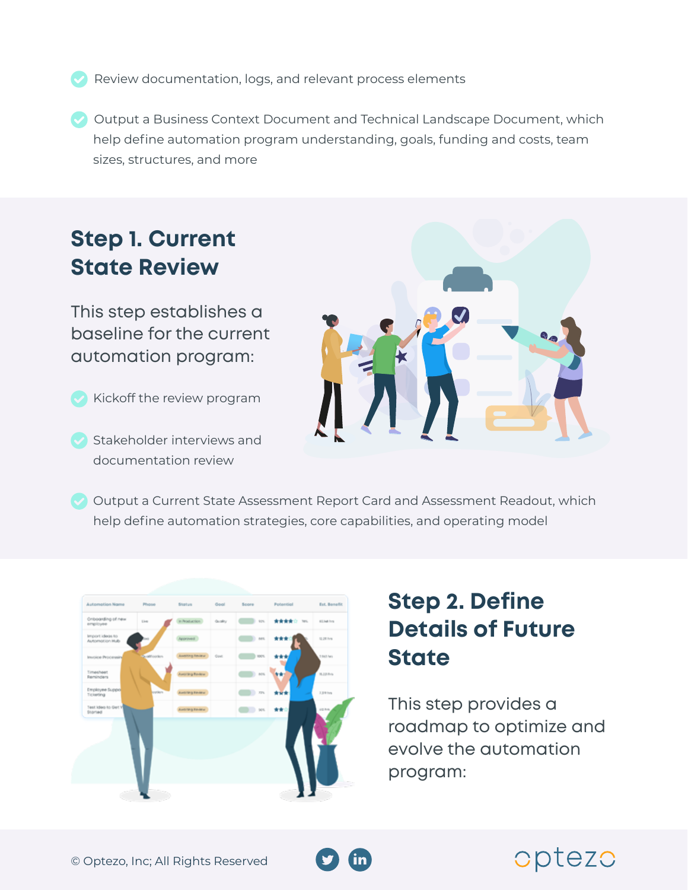- Review documentation, logs, and relevant process elements
- Output a Business Context Document and Technical Landscape Document, which help define automation program understanding, goals, funding and costs, team sizes, structures, and more

## Step 1. Current State Review

This step establishes a baseline for the current automation program:

- Kickoff the review program
- Stakeholder interviews and documentation review
- Output a Current State Assessment Report Card and Assessment Readout, which help define automation strategies, core capabilities, and operating model

## Step 2. Define Details of Future State

This step provides a roadmap to optimize and evolve the automation program: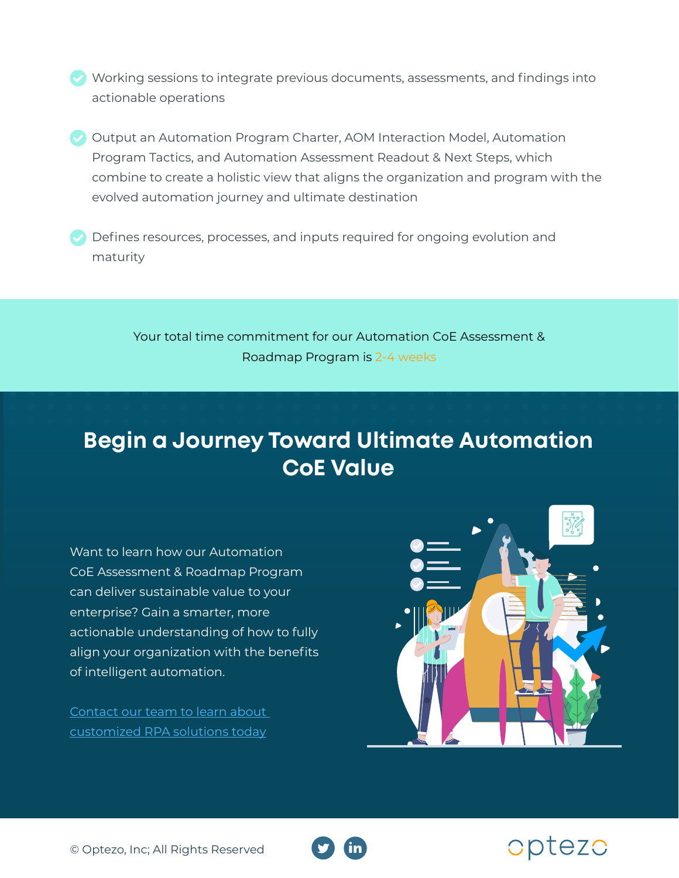- Working sessions to integrate previous documents, assessments, and findings into actionable operations
- Output an Automation Program Charter, AOM Interaction Model, Automation Program Tactics, and Automation Assessment Readout & Next Steps, which combine to create a holistic view that aligns the organization and program with the evolved automation journey and ultimate destination
- Defines resources, processes, and inputs required for ongoing evolution and maturity

Your total time commitment for our Automation CoE Assessment & Roadmap Program is 2-4 weeks

# Begin a Journey Toward Ultimate Automation CoE Value

Want to learn how our Automation CoE Assessment & Roadmap Program can deliver sustainable value to your enterprise? Gain a smarter, more actionable understanding of how to fully align your organization with the benefits of intelligent automation.

Contact our team to learn about customized RPA solutions today

© Optezo, Inc; All Rights Reserved